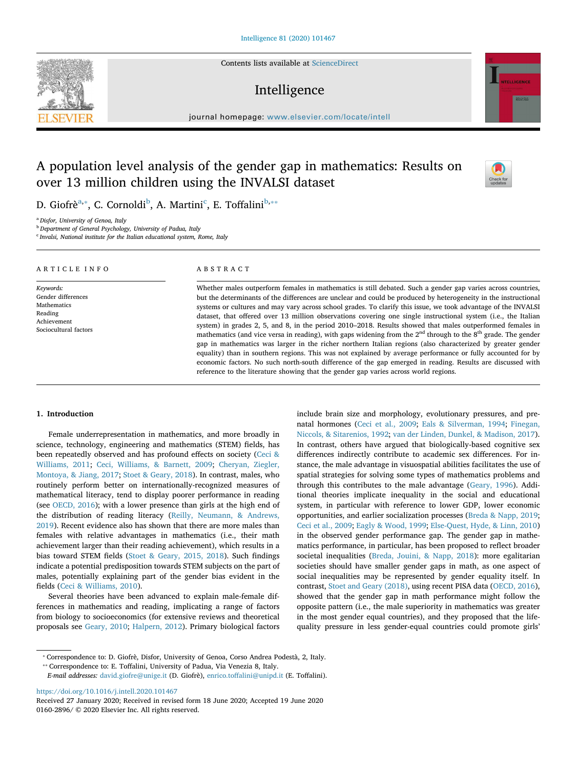# A population level analysis of the gender gap in mathematics: Results on over 13 million children using the INVALSI dataset

D. Giofrè[a,*], C. Cornoldi[b], A. Martini[c], E. Toffalini[b,**]

[a] Disfor, University of Genoa, Italy
[b] Department of General Psychology, University of Padua, Italy
[c] Invalsi, National institute for the Italian educational system, Rome, Italy

## ARTICLE INFO

*Keywords:*
Gender differences
Mathematics
Reading
Achievement
Sociocultural factors

## ABSTRACT

Whether males outperform females in mathematics is still debated. Such a gender gap varies across countries, but the determinants of the differences are unclear and could be produced by heterogeneity in the instructional systems or cultures and may vary across school grades. To clarify this issue, we took advantage of the INVALSI dataset, that offered over 13 million observations covering one single instructional system (i.e., the Italian system) in grades 2, 5, and 8, in the period 2010–2018. Results showed that males outperformed females in mathematics (and vice versa in reading), with gaps widening from the 2nd through to the 8th grade. The gender gap in mathematics was larger in the richer northern Italian regions (also characterized by greater gender equality) than in southern regions. This was not explained by average performance or fully accounted for by economic factors. No such north-south difference of the gap emerged in reading. Results are discussed with reference to the literature showing that the gender gap varies across world regions.

## 1. Introduction

Female underrepresentation in mathematics, and more broadly in science, technology, engineering and mathematics (STEM) fields, has been repeatedly observed and has profound effects on society (Ceci & Williams, 2011; Ceci, Williams, & Barnett, 2009; Cheryan, Ziegler, Montoya, & Jiang, 2017; Stoet & Geary, 2018). In contrast, males, who routinely perform better on internationally-recognized measures of mathematical literacy, tend to display poorer performance in reading (see OECD, 2016); with a lower presence than girls at the high end of the distribution of reading literacy (Reilly, Neumann, & Andrews, 2019). Recent evidence also has shown that there are more males than females with relative advantages in mathematics (i.e., their math achievement larger than their reading achievement), which results in a bias toward STEM fields (Stoet & Geary, 2015, 2018). Such findings indicate a potential predisposition towards STEM subjects on the part of males, potentially explaining part of the gender bias evident in the fields (Ceci & Williams, 2010).

Several theories have been advanced to explain male-female differences in mathematics and reading, implicating a range of factors from biology to socioeconomics (for extensive reviews and theoretical proposals see Geary, 2010; Halpern, 2012). Primary biological factors include brain size and morphology, evolutionary pressures, and prenatal hormones (Ceci et al., 2009; Eals & Silverman, 1994; Finegan, Niccols, & Sitarenios, 1992; van der Linden, Dunkel, & Madison, 2017). In contrast, others have argued that biologically-based cognitive sex differences indirectly contribute to academic sex differences. For instance, the male advantage in visuospatial abilities facilitates the use of spatial strategies for solving some types of mathematics problems and through this contributes to the male advantage (Geary, 1996). Additional theories implicate inequality in the social and educational system, in particular with reference to lower GDP, lower economic opportunities, and earlier socialization processes (Breda & Napp, 2019; Ceci et al., 2009; Eagly & Wood, 1999; Else-Quest, Hyde, & Linn, 2010) in the observed gender performance gap. The gender gap in mathematics performance, in particular, has been proposed to reflect broader societal inequalities (Breda, Jouini, & Napp, 2018): more egalitarian societies should have smaller gender gaps in math, as one aspect of social inequalities may be represented by gender equality itself. In contrast, Stoet and Geary (2018), using recent PISA data (OECD, 2016), showed that the gender gap in math performance might follow the opposite pattern (i.e., the male superiority in mathematics was greater in the most gender equal countries), and they proposed that the life-quality pressure in less gender-equal countries could promote girls'

---

\* Correspondence to: D. Giofrè, Disfor, University of Genoa, Corso Andrea Podestà, 2, Italy.
\*\* Correspondence to: E. Toffalini, University of Padua, Via Venezia 8, Italy.
*E-mail addresses:* david.giofre@unige.it (D. Giofrè), enrico.toffalini@unipd.it (E. Toffalini).

https://doi.org/10.1016/j.intell.2020.101467
Received 27 January 2020; Received in revised form 18 June 2020; Accepted 19 June 2020
0160-2896/ © 2020 Elsevier Inc. All rights reserved.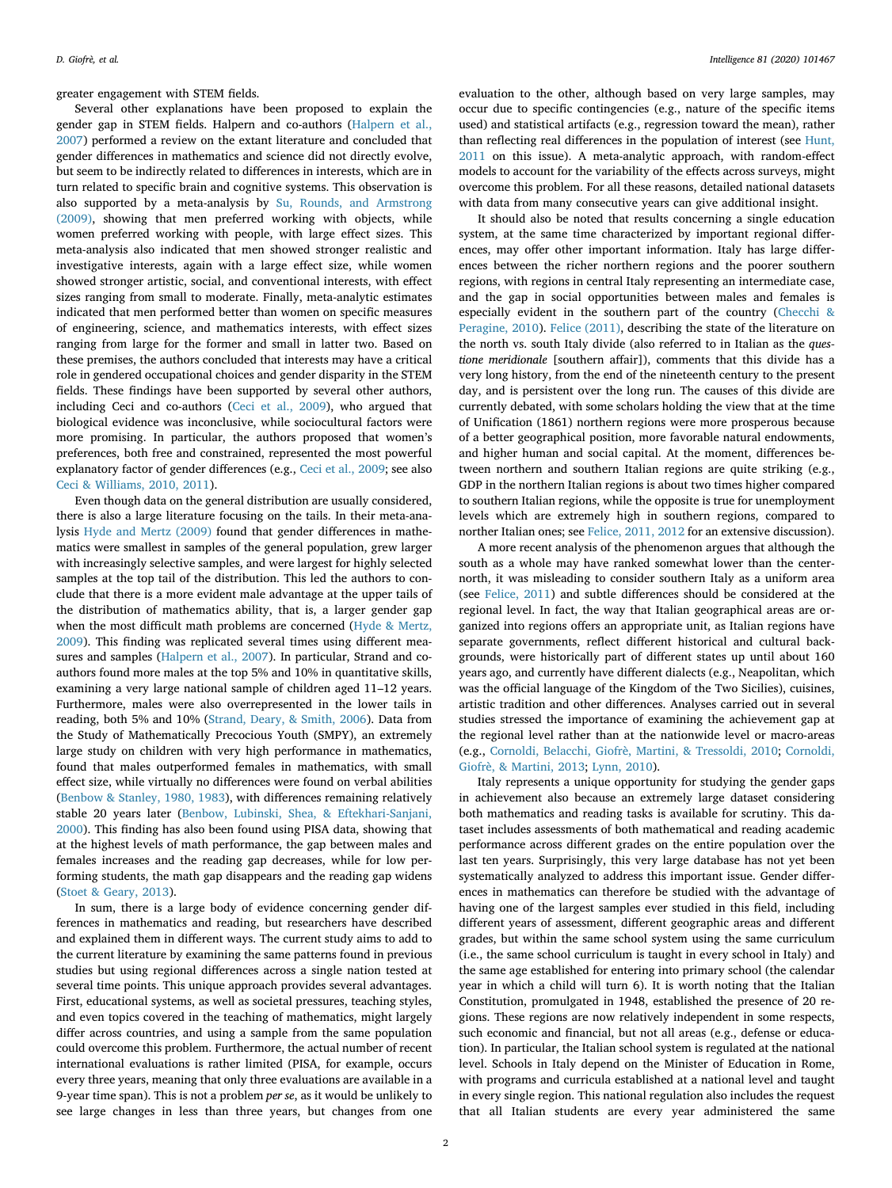greater engagement with STEM fields.

Several other explanations have been proposed to explain the gender gap in STEM fields. Halpern and co-authors (Halpern et al., 2007) performed a review on the extant literature and concluded that gender differences in mathematics and science did not directly evolve, but seem to be indirectly related to differences in interests, which are in turn related to specific brain and cognitive systems. This observation is also supported by a meta-analysis by Su, Rounds, and Armstrong (2009), showing that men preferred working with objects, while women preferred working with people, with large effect sizes. This meta-analysis also indicated that men showed stronger realistic and investigative interests, again with a large effect size, while women showed stronger artistic, social, and conventional interests, with effect sizes ranging from small to moderate. Finally, meta-analytic estimates indicated that men performed better than women on specific measures of engineering, science, and mathematics interests, with effect sizes ranging from large for the former and small in latter two. Based on these premises, the authors concluded that interests may have a critical role in gendered occupational choices and gender disparity in the STEM fields. These findings have been supported by several other authors, including Ceci and co-authors (Ceci et al., 2009), who argued that biological evidence was inconclusive, while sociocultural factors were more promising. In particular, the authors proposed that women's preferences, both free and constrained, represented the most powerful explanatory factor of gender differences (e.g., Ceci et al., 2009; see also Ceci & Williams, 2010, 2011).

Even though data on the general distribution are usually considered, there is also a large literature focusing on the tails. In their meta-analysis Hyde and Mertz (2009) found that gender differences in mathematics were smallest in samples of the general population, grew larger with increasingly selective samples, and were largest for highly selected samples at the top tail of the distribution. This led the authors to conclude that there is a more evident male advantage at the upper tails of the distribution of mathematics ability, that is, a larger gender gap when the most difficult math problems are concerned (Hyde & Mertz, 2009). This finding was replicated several times using different measures and samples (Halpern et al., 2007). In particular, Strand and co-authors found more males at the top 5% and 10% in quantitative skills, examining a very large national sample of children aged 11–12 years. Furthermore, males were also overrepresented in the lower tails in reading, both 5% and 10% (Strand, Deary, & Smith, 2006). Data from the Study of Mathematically Precocious Youth (SMPY), an extremely large study on children with very high performance in mathematics, found that males outperformed females in mathematics, with small effect size, while virtually no differences were found on verbal abilities (Benbow & Stanley, 1980, 1983), with differences remaining relatively stable 20 years later (Benbow, Lubinski, Shea, & Eftekhari-Sanjani, 2000). This finding has also been found using PISA data, showing that at the highest levels of math performance, the gap between males and females increases and the reading gap decreases, while for low performing students, the math gap disappears and the reading gap widens (Stoet & Geary, 2013).

In sum, there is a large body of evidence concerning gender differences in mathematics and reading, but researchers have described and explained them in different ways. The current study aims to add to the current literature by examining the same patterns found in previous studies but using regional differences across a single nation tested at several time points. This unique approach provides several advantages. First, educational systems, as well as societal pressures, teaching styles, and even topics covered in the teaching of mathematics, might largely differ across countries, and using a sample from the same population could overcome this problem. Furthermore, the actual number of recent international evaluations is rather limited (PISA, for example, occurs every three years, meaning that only three evaluations are available in a 9-year time span). This is not a problem *per se*, as it would be unlikely to see large changes in less than three years, but changes from one evaluation to the other, although based on very large samples, may occur due to specific contingencies (e.g., nature of the specific items used) and statistical artifacts (e.g., regression toward the mean), rather than reflecting real differences in the population of interest (see Hunt, 2011 on this issue). A meta-analytic approach, with random-effect models to account for the variability of the effects across surveys, might overcome this problem. For all these reasons, detailed national datasets with data from many consecutive years can give additional insight.

It should also be noted that results concerning a single education system, at the same time characterized by important regional differences, may offer other important information. Italy has large differences between the richer northern regions and the poorer southern regions, with regions in central Italy representing an intermediate case, and the gap in social opportunities between males and females is especially evident in the southern part of the country (Checchi & Peragine, 2010). Felice (2011), describing the state of the literature on the north vs. south Italy divide (also referred to in Italian as the *questione meridionale* [southern affair]), comments that this divide has a very long history, from the end of the nineteenth century to the present day, and is persistent over the long run. The causes of this divide are currently debated, with some scholars holding the view that at the time of Unification (1861) northern regions were more prosperous because of a better geographical position, more favorable natural endowments, and higher human and social capital. At the moment, differences between northern and southern Italian regions are quite striking (e.g., GDP in the northern Italian regions is about two times higher compared to southern Italian regions, while the opposite is true for unemployment levels which are extremely high in southern regions, compared to norther Italian ones; see Felice, 2011, 2012 for an extensive discussion).

A more recent analysis of the phenomenon argues that although the south as a whole may have ranked somewhat lower than the center-north, it was misleading to consider southern Italy as a uniform area (see Felice, 2011) and subtle differences should be considered at the regional level. In fact, the way that Italian geographical areas are organized into regions offers an appropriate unit, as Italian regions have separate governments, reflect different historical and cultural backgrounds, were historically part of different states up until about 160 years ago, and currently have different dialects (e.g., Neapolitan, which was the official language of the Kingdom of the Two Sicilies), cuisines, artistic tradition and other differences. Analyses carried out in several studies stressed the importance of examining the achievement gap at the regional level rather than at the nationwide level or macro-areas (e.g., Cornoldi, Belacchi, Giofrè, Martini, & Tressoldi, 2010; Cornoldi, Giofrè, & Martini, 2013; Lynn, 2010).

Italy represents a unique opportunity for studying the gender gaps in achievement also because an extremely large dataset considering both mathematics and reading tasks is available for scrutiny. This dataset includes assessments of both mathematical and reading academic performance across different grades on the entire population over the last ten years. Surprisingly, this very large database has not yet been systematically analyzed to address this important issue. Gender differences in mathematics can therefore be studied with the advantage of having one of the largest samples ever studied in this field, including different years of assessment, different geographic areas and different grades, but within the same school system using the same curriculum (i.e., the same school curriculum is taught in every school in Italy) and the same age established for entering into primary school (the calendar year in which a child will turn 6). It is worth noting that the Italian Constitution, promulgated in 1948, established the presence of 20 regions. These regions are now relatively independent in some respects, such economic and financial, but not all areas (e.g., defense or education). In particular, the Italian school system is regulated at the national level. Schools in Italy depend on the Minister of Education in Rome, with programs and curricula established at a national level and taught in every single region. This national regulation also includes the request that all Italian students are every year administered the same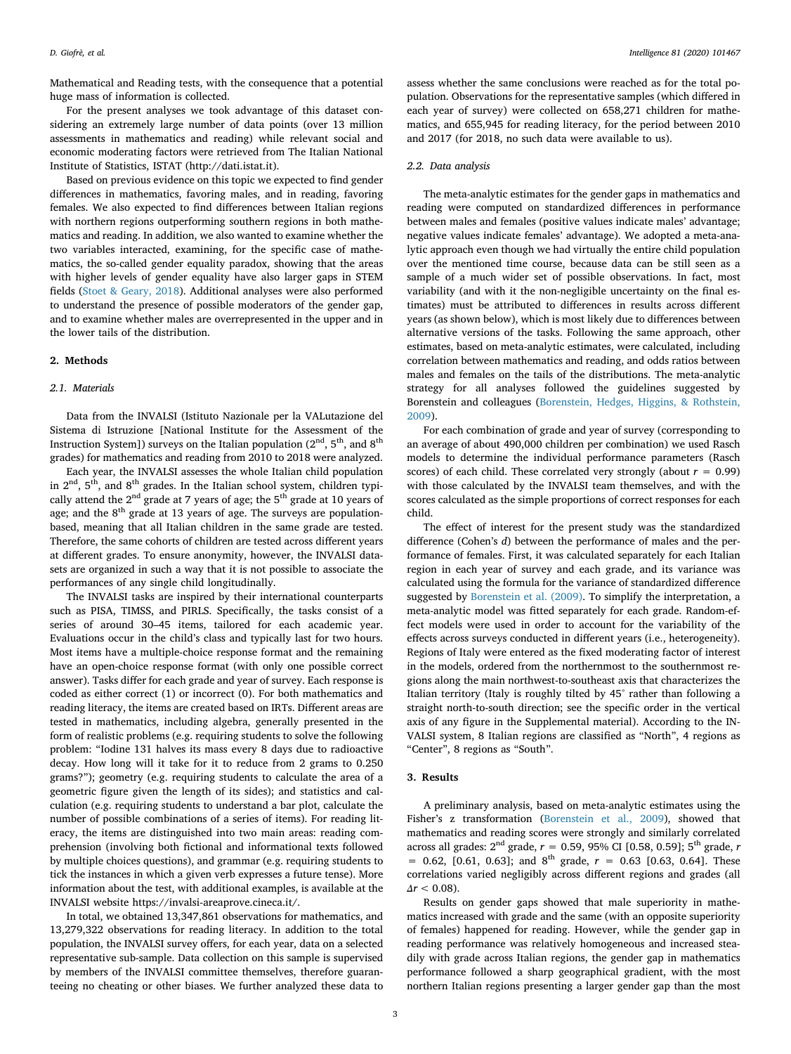Mathematical and Reading tests, with the consequence that a potential huge mass of information is collected.

For the present analyses we took advantage of this dataset considering an extremely large number of data points (over 13 million assessments in mathematics and reading) while relevant social and economic moderating factors were retrieved from The Italian National Institute of Statistics, ISTAT (http://dati.istat.it).

Based on previous evidence on this topic we expected to find gender differences in mathematics, favoring males, and in reading, favoring females. We also expected to find differences between Italian regions with northern regions outperforming southern regions in both mathematics and reading. In addition, we also wanted to examine whether the two variables interacted, examining, for the specific case of mathematics, the so-called gender equality paradox, showing that the areas with higher levels of gender equality have also larger gaps in STEM fields (Stoet & Geary, 2018). Additional analyses were also performed to understand the presence of possible moderators of the gender gap, and to examine whether males are overrepresented in the upper and in the lower tails of the distribution.

## 2. Methods

### 2.1. Materials

Data from the INVALSI (Istituto Nazionale per la VALutazione del Sistema di Istruzione [National Institute for the Assessment of the Instruction System]) surveys on the Italian population (2nd, 5th, and 8th grades) for mathematics and reading from 2010 to 2018 were analyzed.

Each year, the INVALSI assesses the whole Italian child population in 2nd, 5th, and 8th grades. In the Italian school system, children typically attend the 2nd grade at 7 years of age; the 5th grade at 10 years of age; and the 8th grade at 13 years of age. The surveys are population-based, meaning that all Italian children in the same grade are tested. Therefore, the same cohorts of children are tested across different years at different grades. To ensure anonymity, however, the INVALSI datasets are organized in such a way that it is not possible to associate the performances of any single child longitudinally.

The INVALSI tasks are inspired by their international counterparts such as PISA, TIMSS, and PIRLS. Specifically, the tasks consist of a series of around 30–45 items, tailored for each academic year. Evaluations occur in the child's class and typically last for two hours. Most items have a multiple-choice response format and the remaining have an open-choice response format (with only one possible correct answer). Tasks differ for each grade and year of survey. Each response is coded as either correct (1) or incorrect (0). For both mathematics and reading literacy, the items are created based on IRTs. Different areas are tested in mathematics, including algebra, generally presented in the form of realistic problems (e.g. requiring students to solve the following problem: "Iodine 131 halves its mass every 8 days due to radioactive decay. How long will it take for it to reduce from 2 grams to 0.250 grams?"); geometry (e.g. requiring students to calculate the area of a geometric figure given the length of its sides); and statistics and calculation (e.g. requiring students to understand a bar plot, calculate the number of possible combinations of a series of items). For reading literacy, the items are distinguished into two main areas: reading comprehension (involving both fictional and informational texts followed by multiple choices questions), and grammar (e.g. requiring students to tick the instances in which a given verb expresses a future tense). More information about the text, with additional examples, is available at the INVALSI website https://invalsi-areaprove.cineca.it/.

In total, we obtained 13,347,861 observations for mathematics, and 13,279,322 observations for reading literacy. In addition to the total population, the INVALSI survey offers, for each year, data on a selected representative sub-sample. Data collection on this sample is supervised by members of the INVALSI committee themselves, therefore guaranteeing no cheating or other biases. We further analyzed these data to assess whether the same conclusions were reached as for the total population. Observations for the representative samples (which differed in each year of survey) were collected on 658,271 children for mathematics, and 655,945 for reading literacy, for the period between 2010 and 2017 (for 2018, no such data were available to us).

### 2.2. Data analysis

The meta-analytic estimates for the gender gaps in mathematics and reading were computed on standardized differences in performance between males and females (positive values indicate males' advantage; negative values indicate females' advantage). We adopted a meta-analytic approach even though we had virtually the entire child population over the mentioned time course, because data can be still seen as a sample of a much wider set of possible observations. In fact, most variability (and with it the non-negligible uncertainty on the final estimates) must be attributed to differences in results across different years (as shown below), which is most likely due to differences between alternative versions of the tasks. Following the same approach, other estimates, based on meta-analytic estimates, were calculated, including correlation between mathematics and reading, and odds ratios between males and females on the tails of the distributions. The meta-analytic strategy for all analyses followed the guidelines suggested by Borenstein and colleagues (Borenstein, Hedges, Higgins, & Rothstein, 2009).

For each combination of grade and year of survey (corresponding to an average of about 490,000 children per combination) we used Rasch models to determine the individual performance parameters (Rasch scores) of each child. These correlated very strongly (about $r = 0.99$) with those calculated by the INVALSI team themselves, and with the scores calculated as the simple proportions of correct responses for each child.

The effect of interest for the present study was the standardized difference (Cohen's $d$) between the performance of males and the performance of females. First, it was calculated separately for each Italian region in each year of survey and each grade, and its variance was calculated using the formula for the variance of standardized difference suggested by Borenstein et al. (2009). To simplify the interpretation, a meta-analytic model was fitted separately for each grade. Random-effect models were used in order to account for the variability of the effects across surveys conducted in different years (i.e., heterogeneity). Regions of Italy were entered as the fixed moderating factor of interest in the models, ordered from the northernmost to the southernmost regions along the main northwest-to-southeast axis that characterizes the Italian territory (Italy is roughly tilted by 45° rather than following a straight north-to-south direction; see the specific order in the vertical axis of any figure in the Supplemental material). According to the INVALSI system, 8 Italian regions are classified as "North", 4 regions as "Center", 8 regions as "South".

## 3. Results

A preliminary analysis, based on meta-analytic estimates using the Fisher's z transformation (Borenstein et al., 2009), showed that mathematics and reading scores were strongly and similarly correlated across all grades: 2nd grade, $r = 0.59$, 95% CI [0.58, 0.59]; 5th grade, $r = 0.62$, [0.61, 0.63]; and 8th grade, $r = 0.63$ [0.63, 0.64]. These correlations varied negligibly across different regions and grades (all $\Delta r < 0.08$).

Results on gender gaps showed that male superiority in mathematics increased with grade and the same (with an opposite superiority of females) happened for reading. However, while the gender gap in reading performance was relatively homogeneous and increased steadily with grade across Italian regions, the gender gap in mathematics performance followed a sharp geographical gradient, with the most northern Italian regions presenting a larger gender gap than the most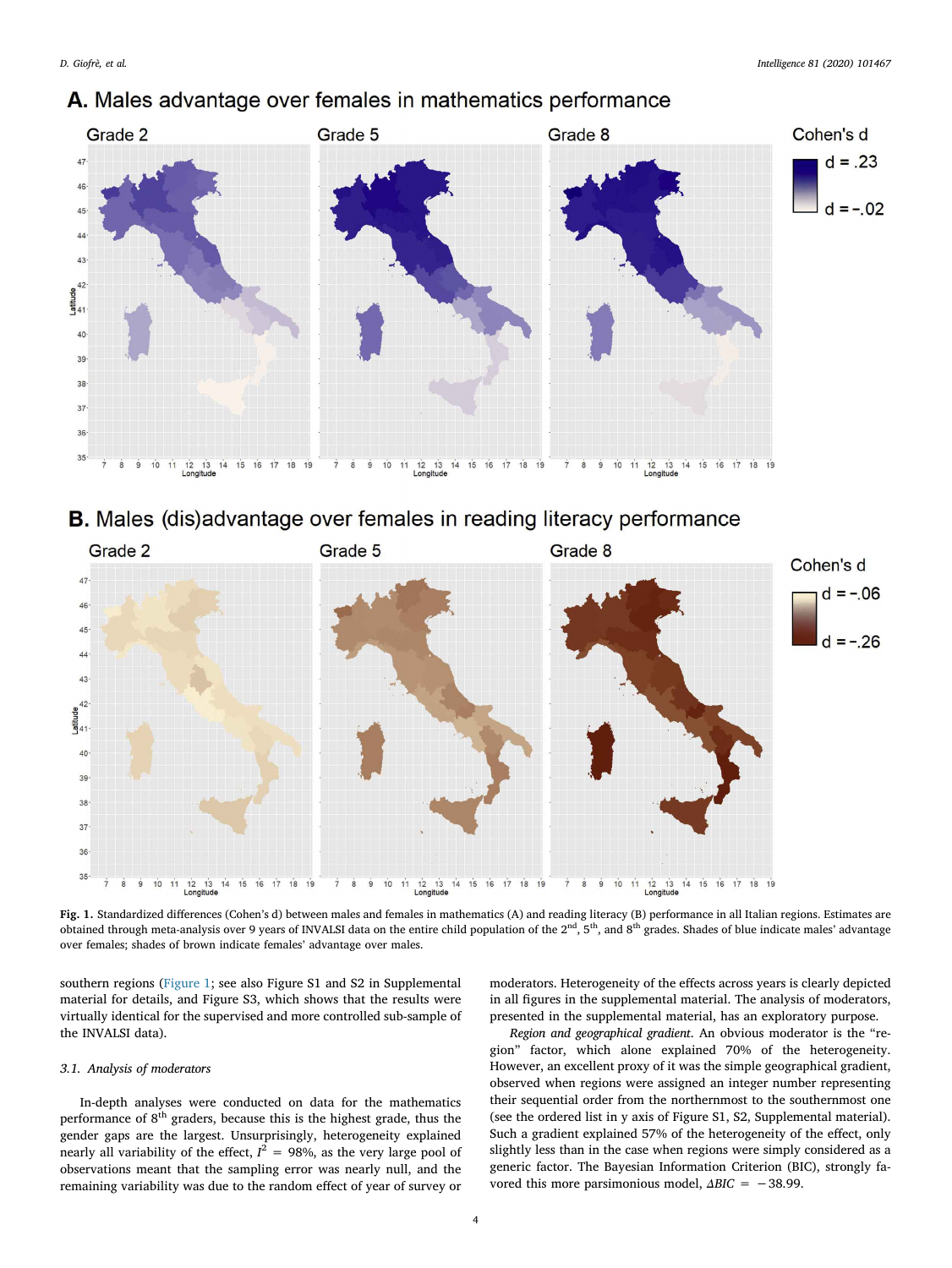**Fig. 1.** Standardized differences (Cohen's d) between males and females in mathematics (A) and reading literacy (B) performance in all Italian regions. Estimates are obtained through meta-analysis over 9 years of INVALSI data on the entire child population of the 2nd, 5th, and 8th grades. Shades of blue indicate males' advantage over females; shades of brown indicate females' advantage over males.

southern regions (Figure 1; see also Figure S1 and S2 in Supplemental material for details, and Figure S3, which shows that the results were virtually identical for the supervised and more controlled sub-sample of the INVALSI data).

### 3.1. Analysis of moderators

In-depth analyses were conducted on data for the mathematics performance of 8th graders, because this is the highest grade, thus the gender gaps are the largest. Unsurprisingly, heterogeneity explained nearly all variability of the effect, $I^2 = 98\%$, as the very large pool of observations meant that the sampling error was nearly null, and the remaining variability was due to the random effect of year of survey or moderators. Heterogeneity of the effects across years is clearly depicted in all figures in the supplemental material. The analysis of moderators, presented in the supplemental material, has an exploratory purpose.

*Region and geographical gradient.* An obvious moderator is the "region" factor, which alone explained 70% of the heterogeneity. However, an excellent proxy of it was the simple geographical gradient, observed when regions were assigned an integer number representing their sequential order from the northernmost to the southernmost one (see the ordered list in y axis of Figure S1, S2, Supplemental material). Such a gradient explained 57% of the heterogeneity of the effect, only slightly less than in the case when regions were simply considered as a generic factor. The Bayesian Information Criterion (BIC), strongly favored this more parsimonious model, $\Delta BIC = -38.99$.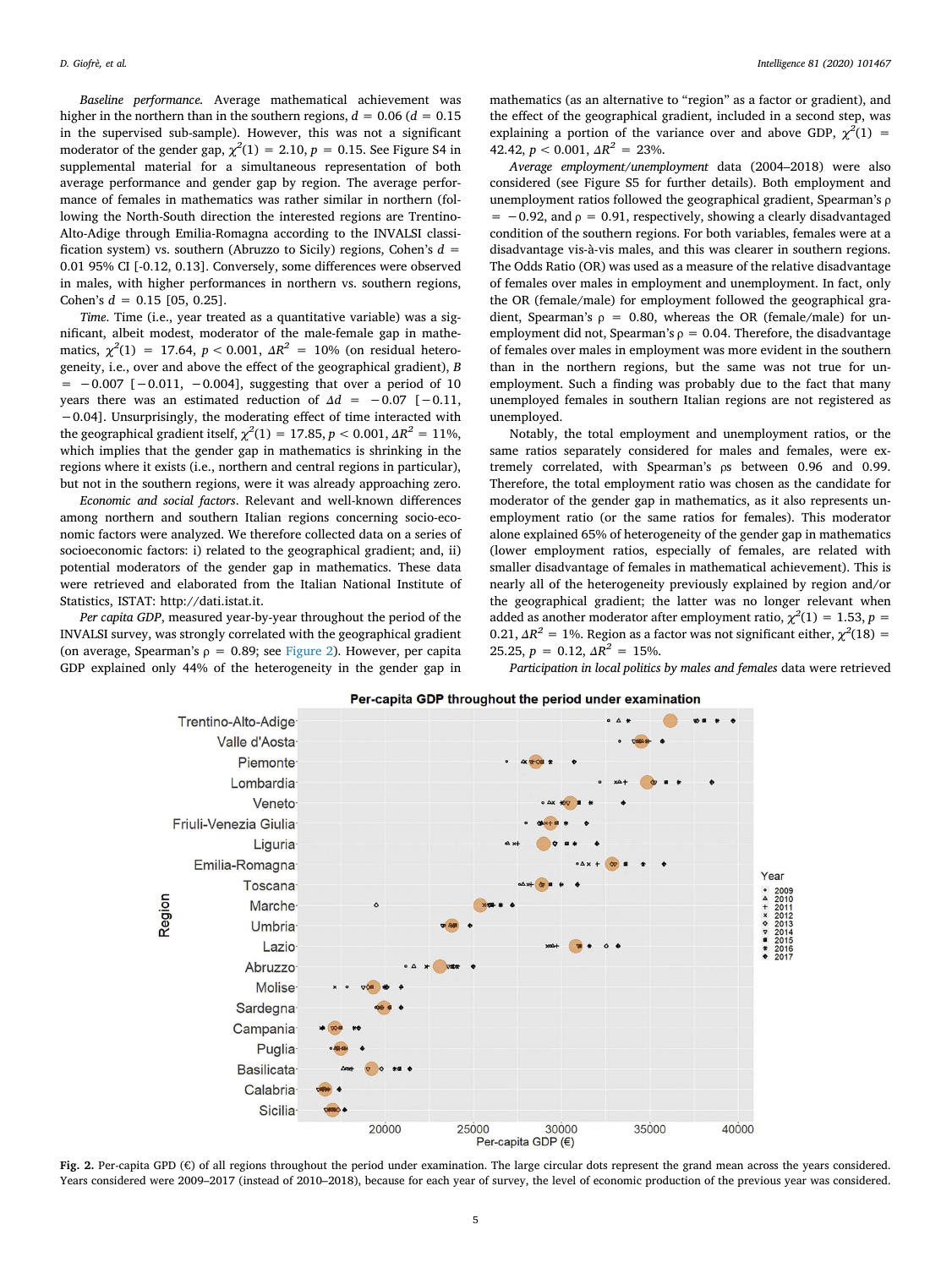*Baseline performance*. Average mathematical achievement was higher in the northern than in the southern regions, $d = 0.06$ ($d = 0.15$ in the supervised sub-sample). However, this was not a significant moderator of the gender gap, $\chi^2(1) = 2.10$, $p = 0.15$. See Figure S4 in supplemental material for a simultaneous representation of both average performance and gender gap by region. The average performance of females in mathematics was rather similar in northern (following the North-South direction the interested regions are Trentino-Alto-Adige through Emilia-Romagna according to the INVALSI classification system) vs. southern (Abruzzo to Sicily) regions, Cohen's $d = 0.01$ 95% CI [-0.12, 0.13]. Conversely, some differences were observed in males, with higher performances in northern vs. southern regions, Cohen's $d = 0.15$ [05, 0.25].

*Time*. Time (i.e., year treated as a quantitative variable) was a significant, albeit modest, moderator of the male-female gap in mathematics, $\chi^2(1) = 17.64$, $p < 0.001$, $\Delta R^2 = 10\%$ (on residual heterogeneity, i.e., over and above the effect of the geographical gradient), $B = -0.007$ [$-0.011$, $-0.004$], suggesting that over a period of 10 years there was an estimated reduction of $\Delta d = -0.07$ [$-0.11$, $-0.04$]. Unsurprisingly, the moderating effect of time interacted with the geographical gradient itself, $\chi^2(1) = 17.85$, $p < 0.001$, $\Delta R^2 = 11\%$, which implies that the gender gap in mathematics is shrinking in the regions where it exists (i.e., northern and central regions in particular), but not in the southern regions, were it was already approaching zero.

*Economic and social factors*. Relevant and well-known differences among northern and southern Italian regions concerning socio-economic factors were analyzed. We therefore collected data on a series of socioeconomic factors: i) related to the geographical gradient; and, ii) potential moderators of the gender gap in mathematics. These data were retrieved and elaborated from the Italian National Institute of Statistics, ISTAT: http://dati.istat.it.

*Per capita GDP*, measured year-by-year throughout the period of the INVALSI survey, was strongly correlated with the geographical gradient (on average, Spearman's $\rho = 0.89$; see Figure 2). However, per capita GDP explained only 44% of the heterogeneity in the gender gap in mathematics (as an alternative to "region" as a factor or gradient), and the effect of the geographical gradient, included in a second step, was explaining a portion of the variance over and above GDP, $\chi^2(1) = 42.42$, $p < 0.001$, $\Delta R^2 = 23\%$.

*Average employment/unemployment* data (2004–2018) were also considered (see Figure S5 for further details). Both employment and unemployment ratios followed the geographical gradient, Spearman's $\rho = -0.92$, and $\rho = 0.91$, respectively, showing a clearly disadvantaged condition of the southern regions. For both variables, females were at a disadvantage vis-à-vis males, and this was clearer in southern regions. The Odds Ratio (OR) was used as a measure of the relative disadvantage of females over males in employment and unemployment. In fact, only the OR (female/male) for employment followed the geographical gradient, Spearman's $\rho = 0.80$, whereas the OR (female/male) for unemployment did not, Spearman's $\rho = 0.04$. Therefore, the disadvantage of females over males in employment was more evident in the southern than in the northern regions, but the same was not true for unemployment. Such a finding was probably due to the fact that many unemployed females in southern Italian regions are not registered as unemployed.

Notably, the total employment and unemployment ratios, or the same ratios separately considered for males and females, were extremely correlated, with Spearman's ρs between 0.96 and 0.99. Therefore, the total employment ratio was chosen as the candidate for moderator of the gender gap in mathematics, as it also represents unemployment ratio (or the same ratios for females). This moderator alone explained 65% of heterogeneity of the gender gap in mathematics (lower employment ratios, especially of females, are related with smaller disadvantage of females in mathematical achievement). This is nearly all of the heterogeneity previously explained by region and/or the geographical gradient; the latter was no longer relevant when added as another moderator after employment ratio, $\chi^2(1) = 1.53$, $p = 0.21$, $\Delta R^2 = 1\%$. Region as a factor was not significant either, $\chi^2(18) = 25.25$, $p = 0.12$, $\Delta R^2 = 15\%$.

*Participation in local politics by males and females* data were retrieved

**Fig. 2.** Per-capita GPD (€) of all regions throughout the period under examination. The large circular dots represent the grand mean across the years considered. Years considered were 2009–2017 (instead of 2010–2018), because for each year of survey, the level of economic production of the previous year was considered.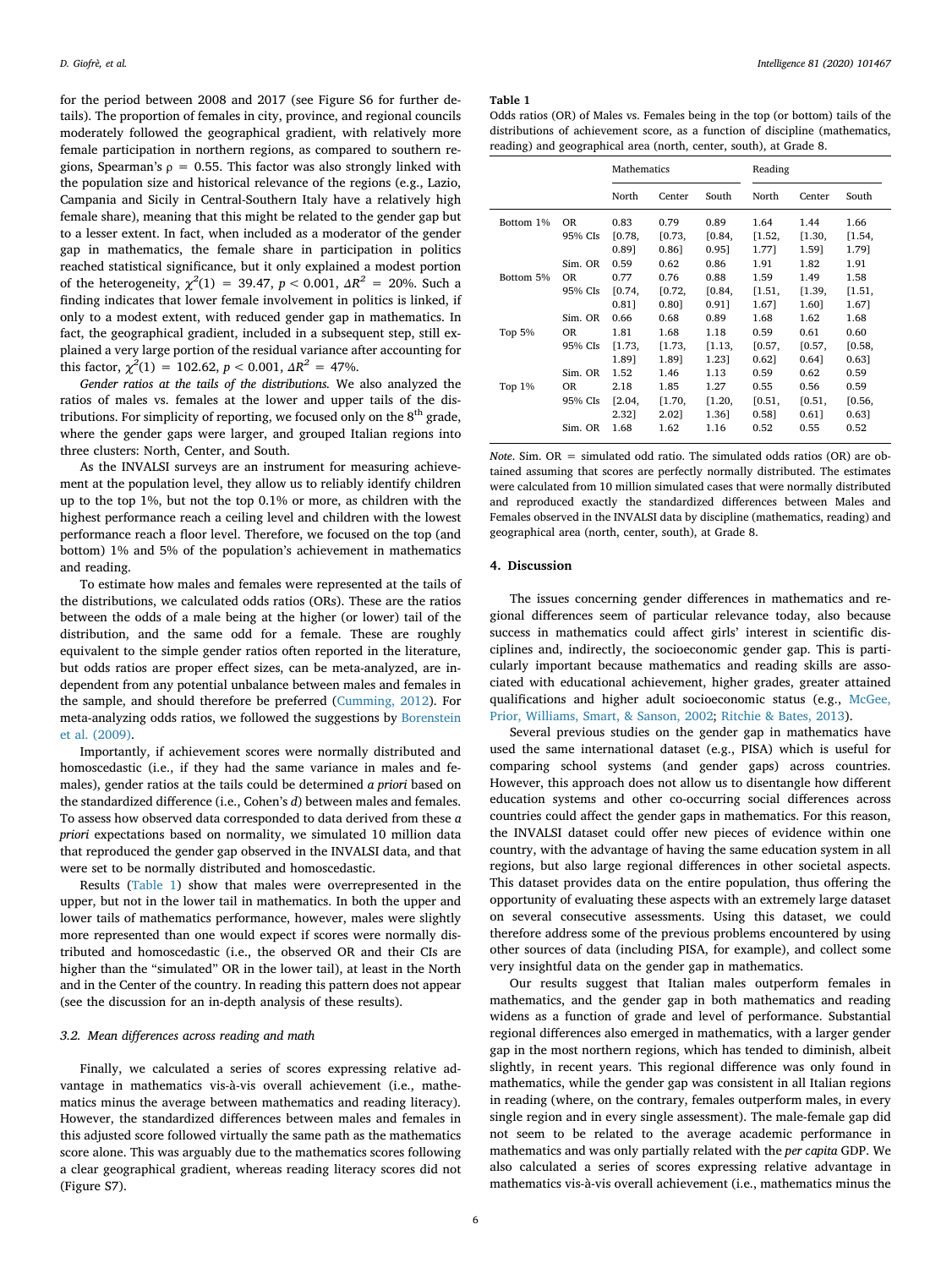for the period between 2008 and 2017 (see Figure S6 for further details). The proportion of females in city, province, and regional councils moderately followed the geographical gradient, with relatively more female participation in northern regions, as compared to southern regions, Spearman's ρ = 0.55. This factor was also strongly linked with the population size and historical relevance of the regions (e.g., Lazio, Campania and Sicily in Central-Southern Italy have a relatively high female share), meaning that this might be related to the gender gap but to a lesser extent. In fact, when included as a moderator of the gender gap in mathematics, the female share in participation in politics reached statistical significance, but it only explained a modest portion of the heterogeneity, $\chi^2(1) = 39.47$, $p < 0.001$, $\Delta R^2 = 20\%$. Such a finding indicates that lower female involvement in politics is linked, if only to a modest extent, with reduced gender gap in mathematics. In fact, the geographical gradient, included in a subsequent step, still explained a very large portion of the residual variance after accounting for this factor, $\chi^2(1) = 102.62$, $p < 0.001$, $\Delta R^2 = 47\%$.

*Gender ratios at the tails of the distributions.* We also analyzed the ratios of males vs. females at the lower and upper tails of the distributions. For simplicity of reporting, we focused only on the 8th grade, where the gender gaps were larger, and grouped Italian regions into three clusters: North, Center, and South.

As the INVALSI surveys are an instrument for measuring achievement at the population level, they allow us to reliably identify children up to the top 1%, but not the top 0.1% or more, as children with the highest performance reach a ceiling level and children with the lowest performance reach a floor level. Therefore, we focused on the top (and bottom) 1% and 5% of the population's achievement in mathematics and reading.

To estimate how males and females were represented at the tails of the distributions, we calculated odds ratios (ORs). These are the ratios between the odds of a male being at the higher (or lower) tail of the distribution, and the same odd for a female. These are roughly equivalent to the simple gender ratios often reported in the literature, but odds ratios are proper effect sizes, can be meta-analyzed, are independent from any potential unbalance between males and females in the sample, and should therefore be preferred (Cumming, 2012). For meta-analyzing odds ratios, we followed the suggestions by Borenstein et al. (2009).

Importantly, if achievement scores were normally distributed and homoscedastic (i.e., if they had the same variance in males and females), gender ratios at the tails could be determined *a priori* based on the standardized difference (i.e., Cohen's *d*) between males and females. To assess how observed data corresponded to data derived from these *a priori* expectations based on normality, we simulated 10 million data that reproduced the gender gap observed in the INVALSI data, and that were set to be normally distributed and homoscedastic.

Results (Table 1) show that males were overrepresented in the upper, but not in the lower tail in mathematics. In both the upper and lower tails of mathematics performance, however, males were slightly more represented than one would expect if scores were normally distributed and homoscedastic (i.e., the observed OR and their CIs are higher than the "simulated" OR in the lower tail), at least in the North and in the Center of the country. In reading this pattern does not appear (see the discussion for an in-depth analysis of these results).

### 3.2. Mean differences across reading and math

Finally, we calculated a series of scores expressing relative advantage in mathematics vis-à-vis overall achievement (i.e., mathematics minus the average between mathematics and reading literacy). However, the standardized differences between males and females in this adjusted score followed virtually the same path as the mathematics score alone. This was arguably due to the mathematics scores following a clear geographical gradient, whereas reading literacy scores did not (Figure S7).

**Table 1**
Odds ratios (OR) of Males vs. Females being in the top (or bottom) tails of the distributions of achievement score, as a function of discipline (mathematics, reading) and geographical area (north, center, south), at Grade 8.

| | | Mathematics | | | Reading | | |
|---|---|---|---|---|---|---|---|
| | | North | Center | South | North | Center | South |
| Bottom 1% | OR | 0.83 | 0.79 | 0.89 | 1.64 | 1.44 | 1.66 |
| | 95% CIs | [0.78, 0.89] | [0.73, 0.86] | [0.84, 0.95] | [1.52, 1.77] | [1.30, 1.59] | [1.54, 1.79] |
| | Sim. OR | 0.59 | 0.62 | 0.86 | 1.91 | 1.82 | 1.91 |
| Bottom 5% | OR | 0.77 | 0.76 | 0.88 | 1.59 | 1.49 | 1.58 |
| | 95% CIs | [0.74, 0.81] | [0.72, 0.80] | [0.84, 0.91] | [1.51, 1.67] | [1.39, 1.60] | [1.51, 1.67] |
| | Sim. OR | 0.66 | 0.68 | 0.89 | 1.68 | 1.62 | 1.68 |
| Top 5% | OR | 1.81 | 1.68 | 1.18 | 0.59 | 0.61 | 0.60 |
| | 95% CIs | [1.73, 1.89] | [1.73, 1.89] | [1.13, 1.23] | [0.57, 0.62] | [0.57, 0.64] | [0.58, 0.63] |
| | Sim. OR | 1.52 | 1.46 | 1.13 | 0.59 | 0.62 | 0.59 |
| Top 1% | OR | 2.18 | 1.85 | 1.27 | 0.55 | 0.56 | 0.59 |
| | 95% CIs | [2.04, 2.32] | [1.70, 2.02] | [1.20, 1.36] | [0.51, 0.58] | [0.51, 0.61] | [0.56, 0.63] |
| | Sim. OR | 1.68 | 1.62 | 1.16 | 0.52 | 0.55 | 0.52 |

*Note*. Sim. OR = simulated odd ratio. The simulated odds ratios (OR) are obtained assuming that scores are perfectly normally distributed. The estimates were calculated from 10 million simulated cases that were normally distributed and reproduced exactly the standardized differences between Males and Females observed in the INVALSI data by discipline (mathematics, reading) and geographical area (north, center, south), at Grade 8.

## 4. Discussion

The issues concerning gender differences in mathematics and regional differences seem of particular relevance today, also because success in mathematics could affect girls' interest in scientific disciplines and, indirectly, the socioeconomic gender gap. This is particularly important because mathematics and reading skills are associated with educational achievement, higher grades, greater attained qualifications and higher adult socioeconomic status (e.g., McGee, Prior, Williams, Smart, & Sanson, 2002; Ritchie & Bates, 2013).

Several previous studies on the gender gap in mathematics have used the same international dataset (e.g., PISA) which is useful for comparing school systems (and gender gaps) across countries. However, this approach does not allow us to disentangle how different education systems and other co-occurring social differences across countries could affect the gender gaps in mathematics. For this reason, the INVALSI dataset could offer new pieces of evidence within one country, with the advantage of having the same education system in all regions, but also large regional differences in other societal aspects. This dataset provides data on the entire population, thus offering the opportunity of evaluating these aspects with an extremely large dataset on several consecutive assessments. Using this dataset, we could therefore address some of the previous problems encountered by using other sources of data (including PISA, for example), and collect some very insightful data on the gender gap in mathematics.

Our results suggest that Italian males outperform females in mathematics, and the gender gap in both mathematics and reading widens as a function of grade and level of performance. Substantial regional differences also emerged in mathematics, with a larger gender gap in the most northern regions, which has tended to diminish, albeit slightly, in recent years. This regional difference was only found in mathematics, while the gender gap was consistent in all Italian regions in reading (where, on the contrary, females outperform males, in every single region and in every single assessment). The male-female gap did not seem to be related to the average academic performance in mathematics and was only partially related with the *per capita* GDP. We also calculated a series of scores expressing relative advantage in mathematics vis-à-vis overall achievement (i.e., mathematics minus the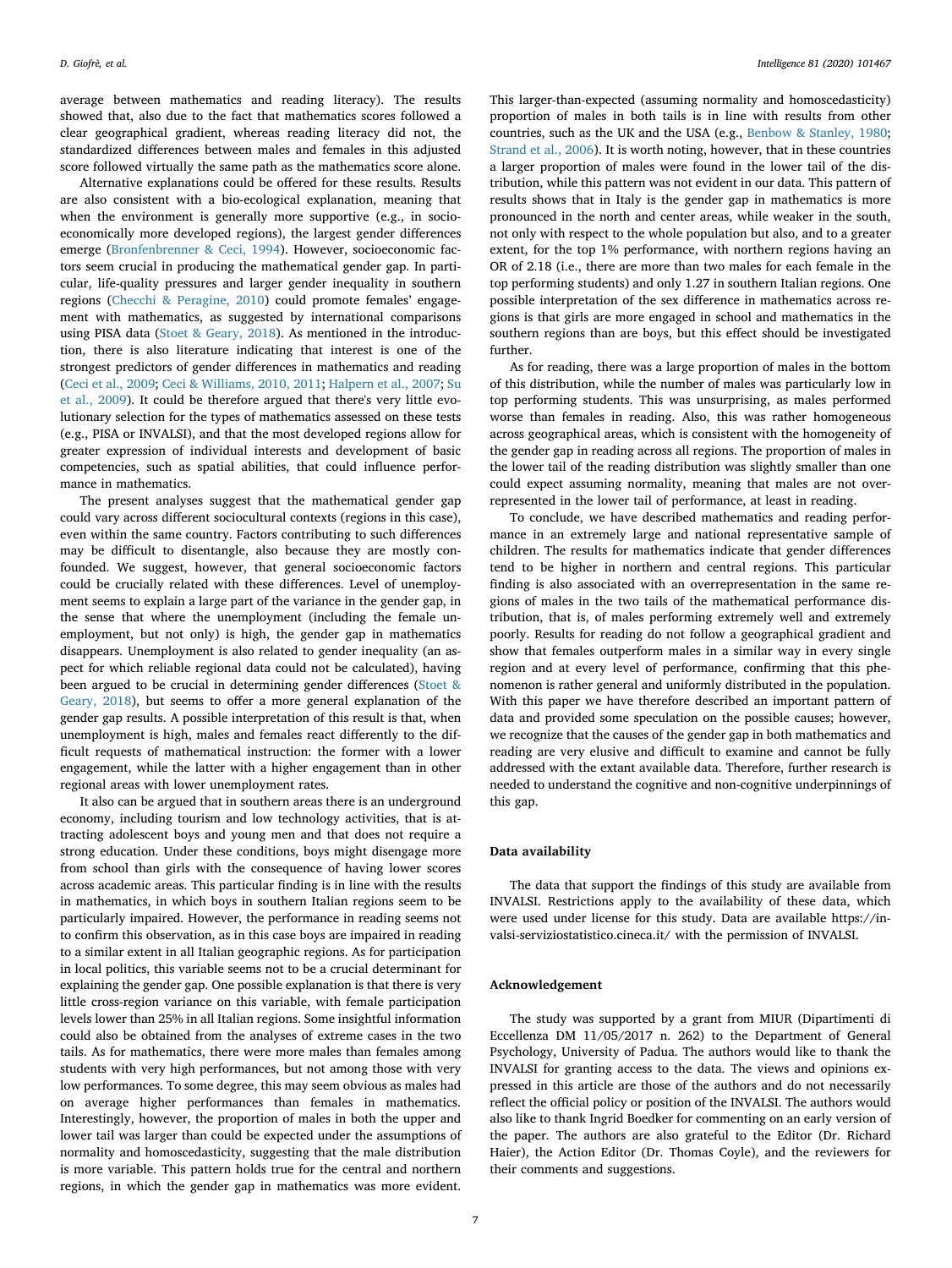average between mathematics and reading literacy). The results showed that, also due to the fact that mathematics scores followed a clear geographical gradient, whereas reading literacy did not, the standardized differences between males and females in this adjusted score followed virtually the same path as the mathematics score alone.

Alternative explanations could be offered for these results. Results are also consistent with a bio-ecological explanation, meaning that when the environment is generally more supportive (e.g., in socioeconomically more developed regions), the largest gender differences emerge (Bronfenbrenner & Ceci, 1994). However, socioeconomic factors seem crucial in producing the mathematical gender gap. In particular, life-quality pressures and larger gender inequality in southern regions (Checchi & Peragine, 2010) could promote females' engagement with mathematics, as suggested by international comparisons using PISA data (Stoet & Geary, 2018). As mentioned in the introduction, there is also literature indicating that interest is one of the strongest predictors of gender differences in mathematics and reading (Ceci et al., 2009; Ceci & Williams, 2010, 2011; Halpern et al., 2007; Su et al., 2009). It could be therefore argued that there's very little evolutionary selection for the types of mathematics assessed on these tests (e.g., PISA or INVALSI), and that the most developed regions allow for greater expression of individual interests and development of basic competencies, such as spatial abilities, that could influence performance in mathematics.

The present analyses suggest that the mathematical gender gap could vary across different sociocultural contexts (regions in this case), even within the same country. Factors contributing to such differences may be difficult to disentangle, also because they are mostly confounded. We suggest, however, that general socioeconomic factors could be crucially related with these differences. Level of unemployment seems to explain a large part of the variance in the gender gap, in the sense that where the unemployment (including the female unemployment, but not only) is high, the gender gap in mathematics disappears. Unemployment is also related to gender inequality (an aspect for which reliable regional data could not be calculated), having been argued to be crucial in determining gender differences (Stoet & Geary, 2018), but seems to offer a more general explanation of the gender gap results. A possible interpretation of this result is that, when unemployment is high, males and females react differently to the difficult requests of mathematical instruction: the former with a lower engagement, while the latter with a higher engagement than in other regional areas with lower unemployment rates.

It also can be argued that in southern areas there is an underground economy, including tourism and low technology activities, that is attracting adolescent boys and young men and that does not require a strong education. Under these conditions, boys might disengage more from school than girls with the consequence of having lower scores across academic areas. This particular finding is in line with the results in mathematics, in which boys in southern Italian regions seem to be particularly impaired. However, the performance in reading seems not to confirm this observation, as in this case boys are impaired in reading to a similar extent in all Italian geographic regions. As for participation in local politics, this variable seems not to be a crucial determinant for explaining the gender gap. One possible explanation is that there is very little cross-region variance on this variable, with female participation levels lower than 25% in all Italian regions. Some insightful information could also be obtained from the analyses of extreme cases in the two tails. As for mathematics, there were more males than females among students with very high performances, but not among those with very low performances. To some degree, this may seem obvious as males had on average higher performances than females in mathematics. Interestingly, however, the proportion of males in both the upper and lower tail was larger than could be expected under the assumptions of normality and homoscedasticity, suggesting that the male distribution is more variable. This pattern holds true for the central and northern regions, in which the gender gap in mathematics was more evident. This larger-than-expected (assuming normality and homoscedasticity) proportion of males in both tails is in line with results from other countries, such as the UK and the USA (e.g., Benbow & Stanley, 1980; Strand et al., 2006). It is worth noting, however, that in these countries a larger proportion of males were found in the lower tail of the distribution, while this pattern was not evident in our data. This pattern of results shows that in Italy is the gender gap in mathematics is more pronounced in the north and center areas, while weaker in the south, not only with respect to the whole population but also, and to a greater extent, for the top 1% performance, with northern regions having an OR of 2.18 (i.e., there are more than two males for each female in the top performing students) and only 1.27 in southern Italian regions. One possible interpretation of the sex difference in mathematics across regions is that girls are more engaged in school and mathematics in the southern regions than are boys, but this effect should be investigated further.

As for reading, there was a large proportion of males in the bottom of this distribution, while the number of males was particularly low in top performing students. This was unsurprising, as males performed worse than females in reading. Also, this was rather homogeneous across geographical areas, which is consistent with the homogeneity of the gender gap in reading across all regions. The proportion of males in the lower tail of the reading distribution was slightly smaller than one could expect assuming normality, meaning that males are not overrepresented in the lower tail of performance, at least in reading.

To conclude, we have described mathematics and reading performance in an extremely large and national representative sample of children. The results for mathematics indicate that gender differences tend to be higher in northern and central regions. This particular finding is also associated with an overrepresentation in the same regions of males in the two tails of the mathematical performance distribution, that is, of males performing extremely well and extremely poorly. Results for reading do not follow a geographical gradient and show that females outperform males in a similar way in every single region and at every level of performance, confirming that this phenomenon is rather general and uniformly distributed in the population. With this paper we have therefore described an important pattern of data and provided some speculation on the possible causes; however, we recognize that the causes of the gender gap in both mathematics and reading are very elusive and difficult to examine and cannot be fully addressed with the extant available data. Therefore, further research is needed to understand the cognitive and non-cognitive underpinnings of this gap.

## Data availability

The data that support the findings of this study are available from INVALSI. Restrictions apply to the availability of these data, which were used under license for this study. Data are available https://invalsi-serviziostatistico.cineca.it/ with the permission of INVALSI.

## Acknowledgement

The study was supported by a grant from MIUR (Dipartimenti di Eccellenza DM 11/05/2017 n. 262) to the Department of General Psychology, University of Padua. The authors would like to thank the INVALSI for granting access to the data. The views and opinions expressed in this article are those of the authors and do not necessarily reflect the official policy or position of the INVALSI. The authors would also like to thank Ingrid Boedker for commenting on an early version of the paper. The authors are also grateful to the Editor (Dr. Richard Haier), the Action Editor (Dr. Thomas Coyle), and the reviewers for their comments and suggestions.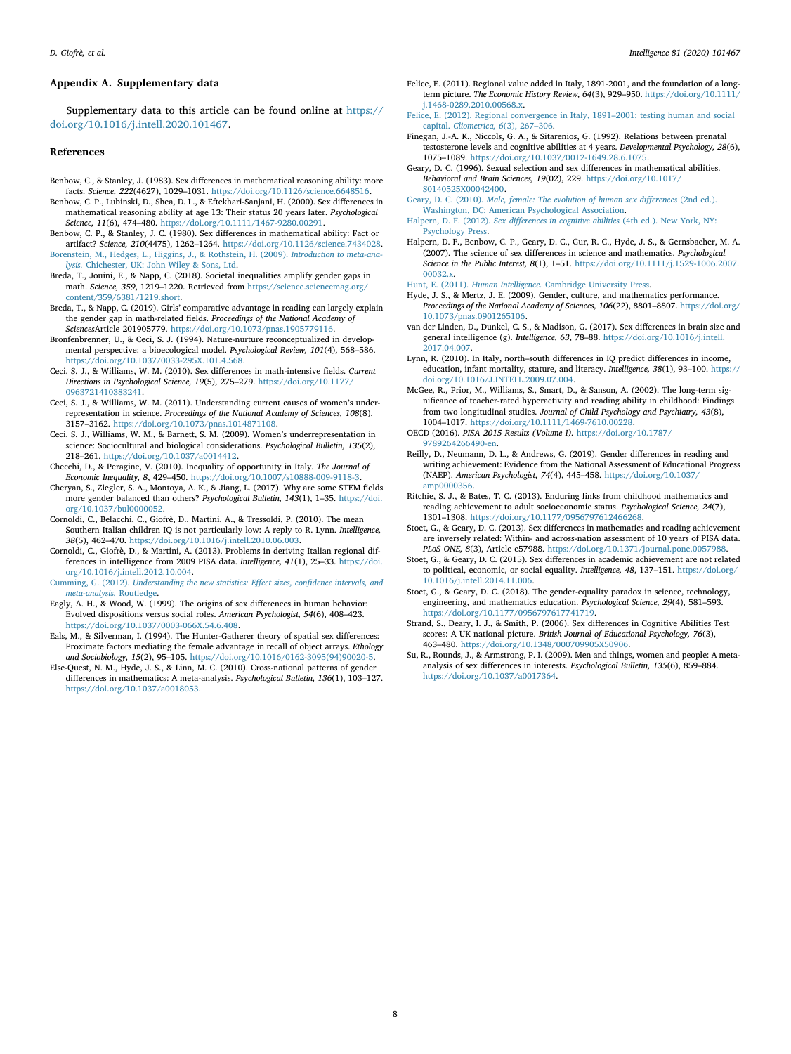## Appendix A. Supplementary data

Supplementary data to this article can be found online at https://doi.org/10.1016/j.intell.2020.101467.

## References

Benbow, C., & Stanley, J. (1983). Sex differences in mathematical reasoning ability: more facts. *Science, 222*(4627), 1029–1031. https://doi.org/10.1126/science.6648516.

Benbow, C. P., Lubinski, D., Shea, D. L., & Eftekhari-Sanjani, H. (2000). Sex differences in mathematical reasoning ability at age 13: Their status 20 years later. *Psychological Science, 11*(6), 474–480. https://doi.org/10.1111/1467-9280.00291.

Benbow, C. P., & Stanley, J. C. (1980). Sex differences in mathematical ability: Fact or artifact? *Science, 210*(4475), 1262–1264. https://doi.org/10.1126/science.7434028.

Borenstein, M., Hedges, L., Higgins, J., & Rothstein, H. (2009). *Introduction to meta-analysis.* Chichester, UK: John Wiley & Sons, Ltd.

Breda, T., Jouini, E., & Napp, C. (2018). Societal inequalities amplify gender gaps in math. *Science, 359*, 1219–1220. Retrieved from https://science.sciencemag.org/content/359/6381/1219.short.

Breda, T., & Napp, C. (2019). Girls' comparative advantage in reading can largely explain the gender gap in math-related fields. *Proceedings of the National Academy of Sciences*Article 201905779. https://doi.org/10.1073/pnas.1905779116.

Bronfenbrenner, U., & Ceci, S. J. (1994). Nature-nurture reconceptualized in developmental perspective: a bioecological model. *Psychological Review, 101*(4), 568–586. https://doi.org/10.1037/0033-295X.101.4.568.

Ceci, S. J., & Williams, W. M. (2010). Sex differences in math-intensive fields. *Current Directions in Psychological Science, 19*(5), 275–279. https://doi.org/10.1177/0963721410383241.

Ceci, S. J., & Williams, W. M. (2011). Understanding current causes of women's underrepresentation in science. *Proceedings of the National Academy of Sciences, 108*(8), 3157–3162. https://doi.org/10.1073/pnas.1014871108.

Ceci, S. J., Williams, W. M., & Barnett, S. M. (2009). Women's underrepresentation in science: Sociocultural and biological considerations. *Psychological Bulletin, 135*(2), 218–261. https://doi.org/10.1037/a0014412.

Checchi, D., & Peragine, V. (2010). Inequality of opportunity in Italy. *The Journal of Economic Inequality, 8*, 429–450. https://doi.org/10.1007/s10888-009-9118-3.

Cheryan, S., Ziegler, S. A., Montoya, A. K., & Jiang, L. (2017). Why are some STEM fields more gender balanced than others? *Psychological Bulletin, 143*(1), 1–35. https://doi.org/10.1037/bul0000052.

Cornoldi, C., Belacchi, C., Giofrè, D., Martini, A., & Tressoldi, P. (2010). The mean Southern Italian children IQ is not particularly low: A reply to R. Lynn. *Intelligence, 38*(5), 462–470. https://doi.org/10.1016/j.intell.2010.06.003.

Cornoldi, C., Giofrè, D., & Martini, A. (2013). Problems in deriving Italian regional differences in intelligence from 2009 PISA data. *Intelligence, 41*(1), 25–33. https://doi.org/10.1016/j.intell.2012.10.004.

Cumming, G. (2012). *Understanding the new statistics: Effect sizes, confidence intervals, and meta-analysis.* Routledge.

Eagly, A. H., & Wood, W. (1999). The origins of sex differences in human behavior: Evolved dispositions versus social roles. *American Psychologist, 54*(6), 408–423. https://doi.org/10.1037/0003-066X.54.6.408.

Eals, M., & Silverman, I. (1994). The Hunter-Gatherer theory of spatial sex differences: Proximate factors mediating the female advantage in recall of object arrays. *Ethology and Sociobiology, 15*(2), 95–105. https://doi.org/10.1016/0162-3095(94)90020-5.

Else-Quest, N. M., Hyde, J. S., & Linn, M. C. (2010). Cross-national patterns of gender differences in mathematics: A meta-analysis. *Psychological Bulletin, 136*(1), 103–127. https://doi.org/10.1037/a0018053.

Felice, E. (2011). Regional value added in Italy, 1891-2001, and the foundation of a long-term picture. *The Economic History Review, 64*(3), 929–950. https://doi.org/10.1111/j.1468-0289.2010.00568.x.

Felice, E. (2012). Regional convergence in Italy, 1891–2001: testing human and social capital. *Cliometrica, 6*(3), 267–306.

Finegan, J.-A. K., Niccols, G. A., & Sitarenios, G. (1992). Relations between prenatal testosterone levels and cognitive abilities at 4 years. *Developmental Psychology, 28*(6), 1075–1089. https://doi.org/10.1037/0012-1649.28.6.1075.

Geary, D. C. (1996). Sexual selection and sex differences in mathematical abilities. *Behavioral and Brain Sciences, 19*(02), 229. https://doi.org/10.1017/S0140525X00042400.

Geary, D. C. (2010). *Male, female: The evolution of human sex differences* (2nd ed.). Washington, DC: American Psychological Association.

Halpern, D. F. (2012). *Sex differences in cognitive abilities* (4th ed.). New York, NY: Psychology Press.

Halpern, D. F., Benbow, C. P., Geary, D. C., Gur, R. C., Hyde, J. S., & Gernsbacher, M. A. (2007). The science of sex differences in science and mathematics. *Psychological Science in the Public Interest, 8*(1), 1–51. https://doi.org/10.1111/j.1529-1006.2007.00032.x.

Hunt, E. (2011). *Human Intelligence.* Cambridge University Press.

Hyde, J. S., & Mertz, J. E. (2009). Gender, culture, and mathematics performance. *Proceedings of the National Academy of Sciences, 106*(22), 8801–8807. https://doi.org/10.1073/pnas.0901265106.

van der Linden, D., Dunkel, C. S., & Madison, G. (2017). Sex differences in brain size and general intelligence (g). *Intelligence, 63*, 78–88. https://doi.org/10.1016/j.intell.2017.04.007.

Lynn, R. (2010). In Italy, north–south differences in IQ predict differences in income, education, infant mortality, stature, and literacy. *Intelligence, 38*(1), 93–100. https://doi.org/10.1016/J.INTELL.2009.07.004.

McGee, R., Prior, M., Williams, S., Smart, D., & Sanson, A. (2002). The long-term significance of teacher-rated hyperactivity and reading ability in childhood: Findings from two longitudinal studies. *Journal of Child Psychology and Psychiatry, 43*(8), 1004–1017. https://doi.org/10.1111/1469-7610.00228.

OECD (2016). *PISA 2015 Results (Volume I).* https://doi.org/10.1787/9789264266490-en.

Reilly, D., Neumann, D. L., & Andrews, G. (2019). Gender differences in reading and writing achievement: Evidence from the National Assessment of Educational Progress (NAEP). *American Psychologist, 74*(4), 445–458. https://doi.org/10.1037/amp0000356.

Ritchie, S. J., & Bates, T. C. (2013). Enduring links from childhood mathematics and reading achievement to adult socioeconomic status. *Psychological Science, 24*(7), 1301–1308. https://doi.org/10.1177/0956797612466268.

Stoet, G., & Geary, D. C. (2013). Sex differences in mathematics and reading achievement are inversely related: Within- and across-nation assessment of 10 years of PISA data. *PLoS ONE, 8*(3), Article e57988. https://doi.org/10.1371/journal.pone.0057988.

Stoet, G., & Geary, D. C. (2015). Sex differences in academic achievement are not related to political, economic, or social equality. *Intelligence, 48*, 137–151. https://doi.org/10.1016/j.intell.2014.11.006.

Stoet, G., & Geary, D. C. (2018). The gender-equality paradox in science, technology, engineering, and mathematics education. *Psychological Science, 29*(4), 581–593. https://doi.org/10.1177/0956797617741719.

Strand, S., Deary, I. J., & Smith, P. (2006). Sex differences in Cognitive Abilities Test scores: A UK national picture. *British Journal of Educational Psychology, 76*(3), 463–480. https://doi.org/10.1348/000709905X50906.

Su, R., Rounds, J., & Armstrong, P. I. (2009). Men and things, women and people: A meta-analysis of sex differences in interests. *Psychological Bulletin, 135*(6), 859–884. https://doi.org/10.1037/a0017364.